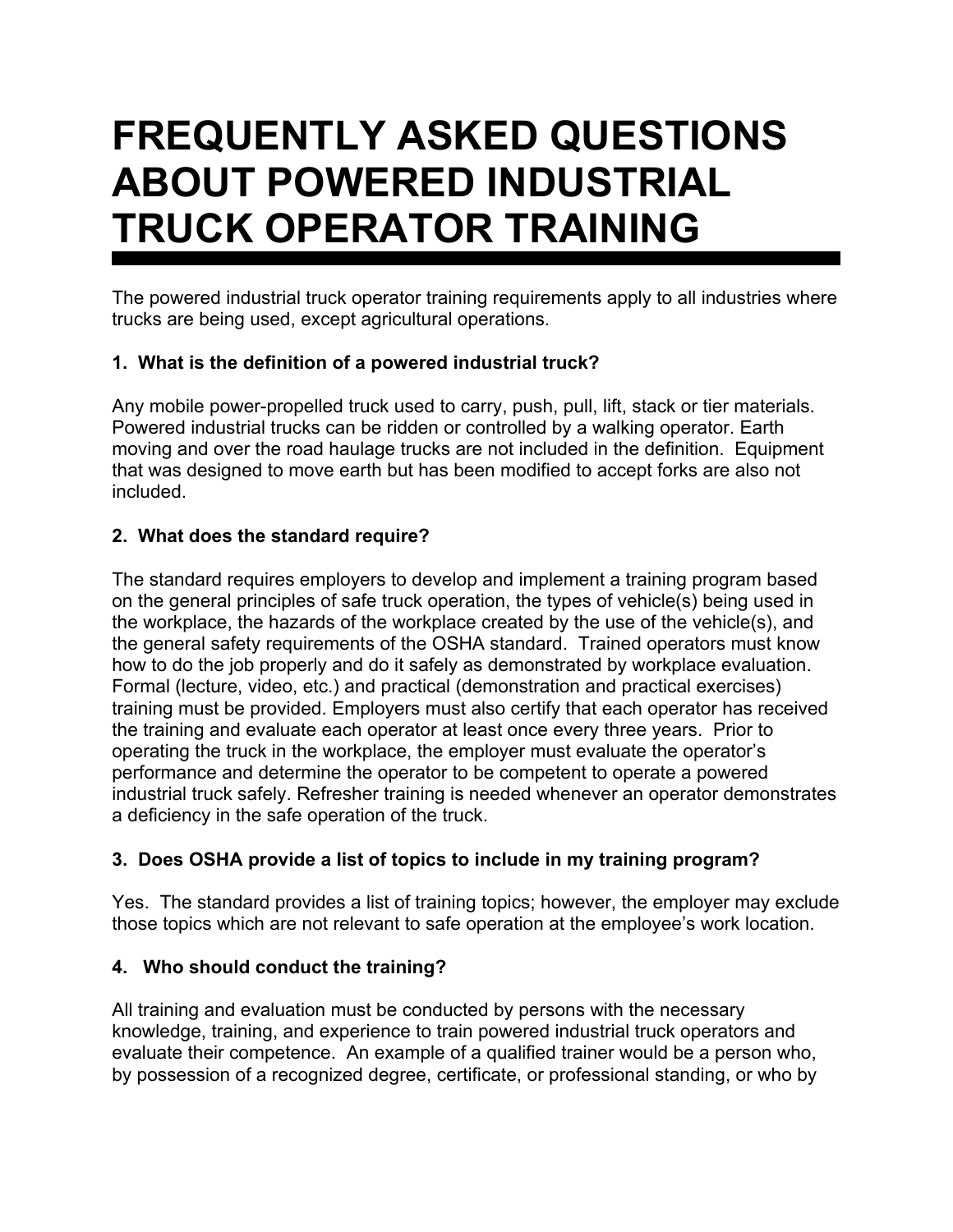# FREQUENTLY ASKED QUESTIONS ABOUT POWERED INDUSTRIAL TRUCK OPERATOR TRAINING

The powered industrial truck operator training requirements apply to all industries where trucks are being used, except agricultural operations.

### 1. What is the definition of a powered industrial truck?

Any mobile power-propelled truck used to carry, push, pull, lift, stack or tier materials. Powered industrial trucks can be ridden or controlled by a walking operator. Earth moving and over the road haulage trucks are not included in the definition. Equipment that was designed to move earth but has been modified to accept forks are also not included.

### 2. What does the standard require?

The standard requires employers to develop and implement a training program based on the general principles of safe truck operation, the types of vehicle(s) being used in the workplace, the hazards of the workplace created by the use of the vehicle(s), and the general safety requirements of the OSHA standard. Trained operators must know how to do the job properly and do it safely as demonstrated by workplace evaluation. Formal (lecture, video, etc.) and practical (demonstration and practical exercises) training must be provided. Employers must also certify that each operator has received the training and evaluate each operator at least once every three years. Prior to operating the truck in the workplace, the employer must evaluate the operator's performance and determine the operator to be competent to operate a powered industrial truck safely. Refresher training is needed whenever an operator demonstrates a deficiency in the safe operation of the truck.

### 3. Does OSHA provide a list of topics to include in my training program?

Yes. The standard provides a list of training topics; however, the employer may exclude those topics which are not relevant to safe operation at the employee's work location.

### 4. Who should conduct the training?

All training and evaluation must be conducted by persons with the necessary knowledge, training, and experience to train powered industrial truck operators and evaluate their competence. An example of a qualified trainer would be a person who, by possession of a recognized degree, certificate, or professional standing, or who by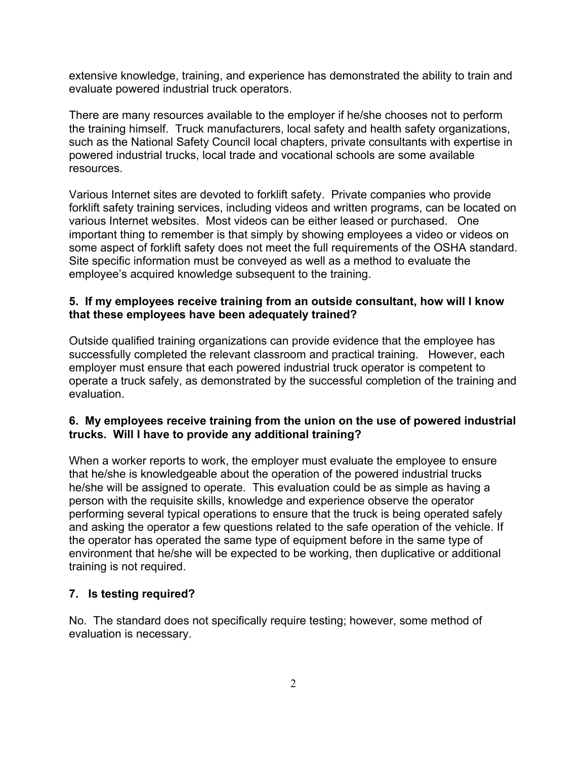extensive knowledge, training, and experience has demonstrated the ability to train and evaluate powered industrial truck operators.

There are many resources available to the employer if he/she chooses not to perform the training himself. Truck manufacturers, local safety and health safety organizations, such as the National Safety Council local chapters, private consultants with expertise in powered industrial trucks, local trade and vocational schools are some available resources.

Various Internet sites are devoted to forklift safety. Private companies who provide forklift safety training services, including videos and written programs, can be located on various Internet websites. Most videos can be either leased or purchased. One important thing to remember is that simply by showing employees a video or videos on some aspect of forklift safety does not meet the full requirements of the OSHA standard. Site specific information must be conveyed as well as a method to evaluate the employee's acquired knowledge subsequent to the training.

**5. If my employees receive training from an outside consultant, how will I know that these employees have been adequately trained?**

Outside qualified training organizations can provide evidence that the employee has successfully completed the relevant classroom and practical training. However, each employer must ensure that each powered industrial truck operator is competent to operate a truck safely, as demonstrated by the successful completion of the training and evaluation.

**6. My employees receive training from the union on the use of powered industrial trucks. Will I have to provide any additional training?**

When a worker reports to work, the employer must evaluate the employee to ensure that he/she is knowledgeable about the operation of the powered industrial trucks he/she will be assigned to operate. This evaluation could be as simple as having a person with the requisite skills, knowledge and experience observe the operator performing several typical operations to ensure that the truck is being operated safely and asking the operator a few questions related to the safe operation of the vehicle. If the operator has operated the same type of equipment before in the same type of environment that he/she will be expected to be working, then duplicative or additional training is not required.

**7. Is testing required?**

No. The standard does not specifically require testing; however, some method of evaluation is necessary.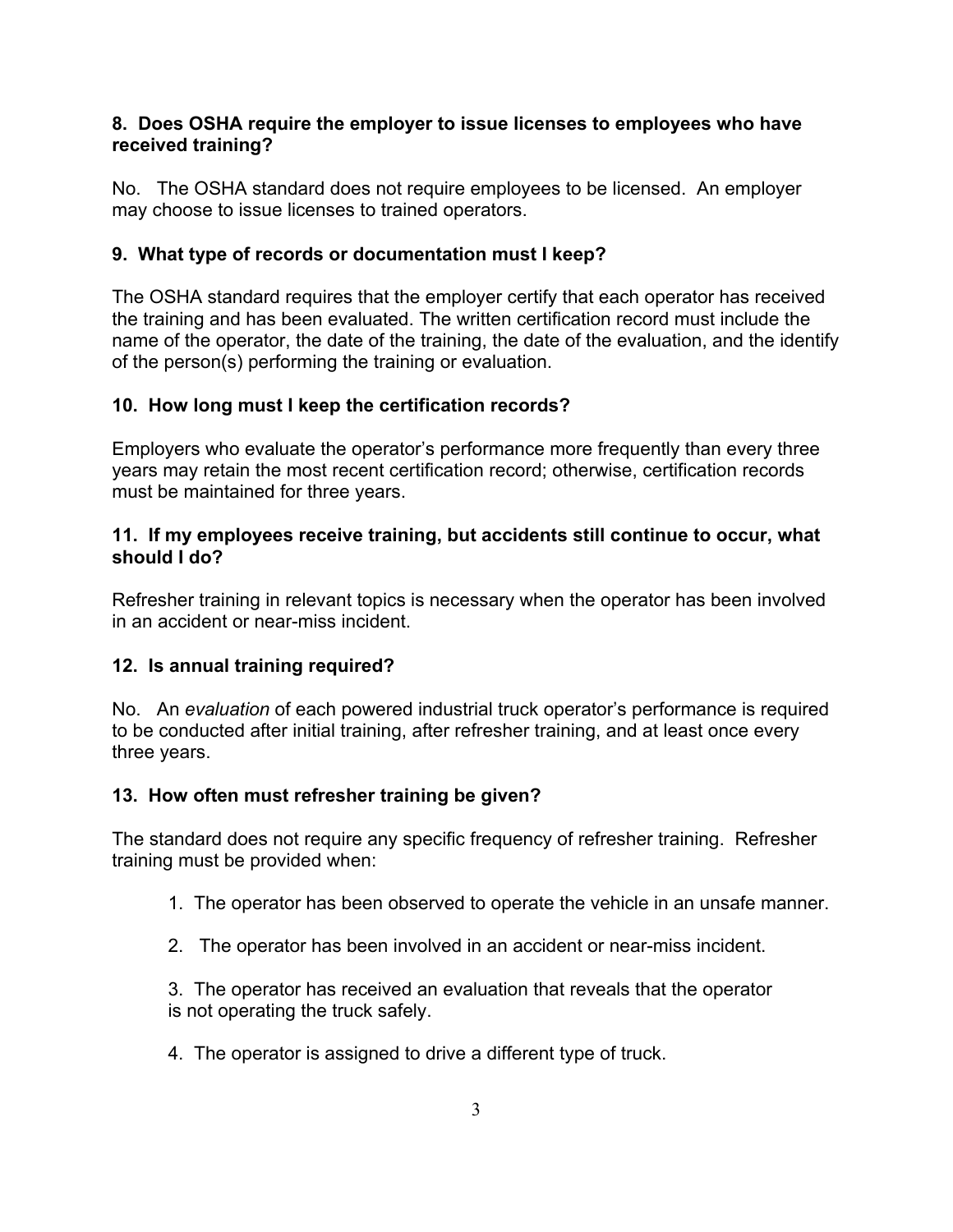**8. Does OSHA require the employer to issue licenses to employees who have received training?**

No. The OSHA standard does not require employees to be licensed. An employer may choose to issue licenses to trained operators.

**9. What type of records or documentation must I keep?**

The OSHA standard requires that the employer certify that each operator has received the training and has been evaluated. The written certification record must include the name of the operator, the date of the training, the date of the evaluation, and the identify of the person(s) performing the training or evaluation.

**10. How long must I keep the certification records?**

Employers who evaluate the operator's performance more frequently than every three years may retain the most recent certification record; otherwise, certification records must be maintained for three years.

**11. If my employees receive training, but accidents still continue to occur, what should I do?**

Refresher training in relevant topics is necessary when the operator has been involved in an accident or near-miss incident.

**12. Is annual training required?**

No. An *evaluation* of each powered industrial truck operator's performance is required to be conducted after initial training, after refresher training, and at least once every three years.

**13. How often must refresher training be given?**

The standard does not require any specific frequency of refresher training. Refresher training must be provided when:

1. The operator has been observed to operate the vehicle in an unsafe manner.
2. The operator has been involved in an accident or near-miss incident.
3. The operator has received an evaluation that reveals that the operator is not operating the truck safely.
4. The operator is assigned to drive a different type of truck.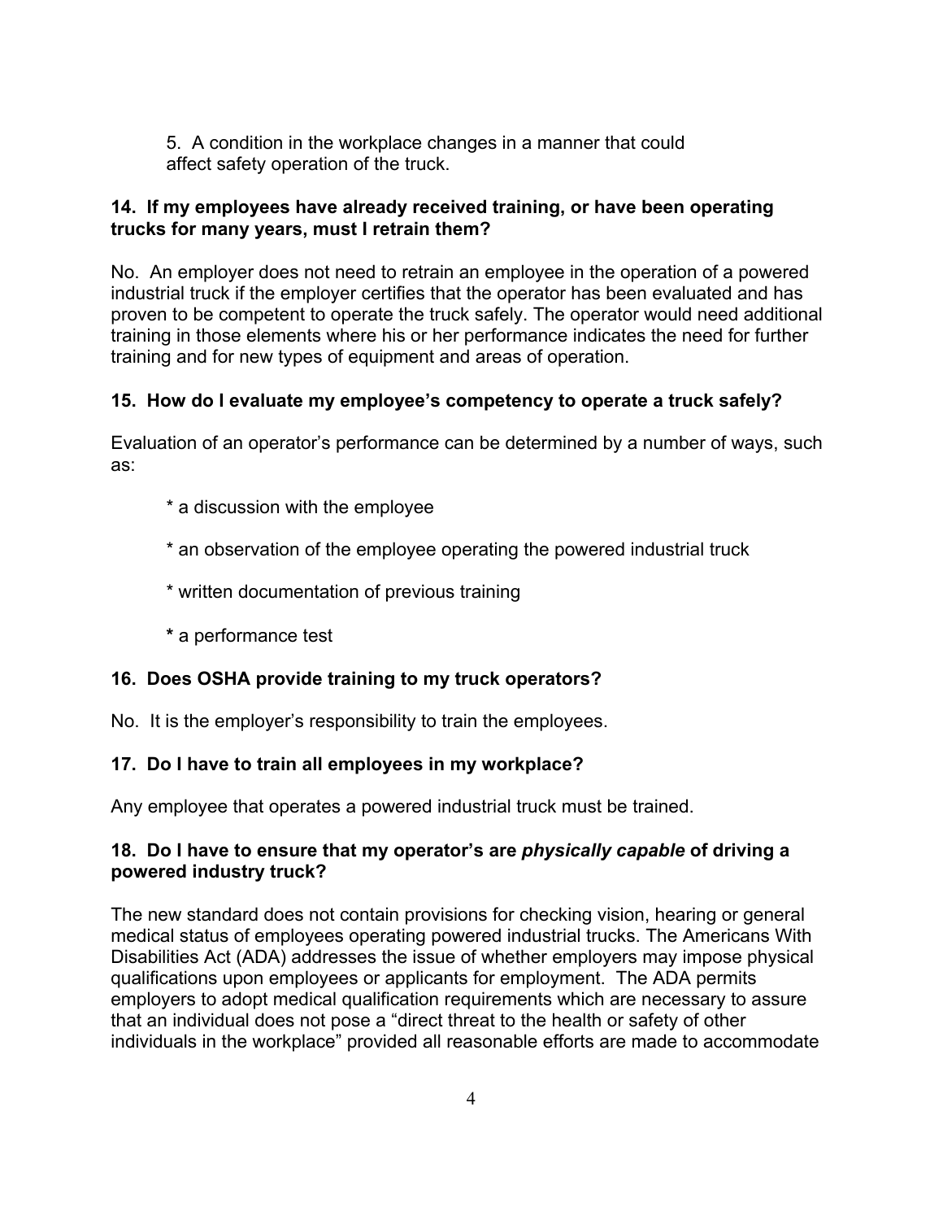5. A condition in the workplace changes in a manner that could affect safety operation of the truck.

**14. If my employees have already received training, or have been operating trucks for many years, must I retrain them?**

No. An employer does not need to retrain an employee in the operation of a powered industrial truck if the employer certifies that the operator has been evaluated and has proven to be competent to operate the truck safely. The operator would need additional training in those elements where his or her performance indicates the need for further training and for new types of equipment and areas of operation.

**15. How do I evaluate my employee's competency to operate a truck safely?**

Evaluation of an operator's performance can be determined by a number of ways, such as:

* a discussion with the employee

* an observation of the employee operating the powered industrial truck

* written documentation of previous training

* a performance test

**16. Does OSHA provide training to my truck operators?**

No. It is the employer's responsibility to train the employees.

**17. Do I have to train all employees in my workplace?**

Any employee that operates a powered industrial truck must be trained.

**18. Do I have to ensure that my operator's are *physically capable* of driving a powered industry truck?**

The new standard does not contain provisions for checking vision, hearing or general medical status of employees operating powered industrial trucks. The Americans With Disabilities Act (ADA) addresses the issue of whether employers may impose physical qualifications upon employees or applicants for employment. The ADA permits employers to adopt medical qualification requirements which are necessary to assure that an individual does not pose a "direct threat to the health or safety of other individuals in the workplace" provided all reasonable efforts are made to accommodate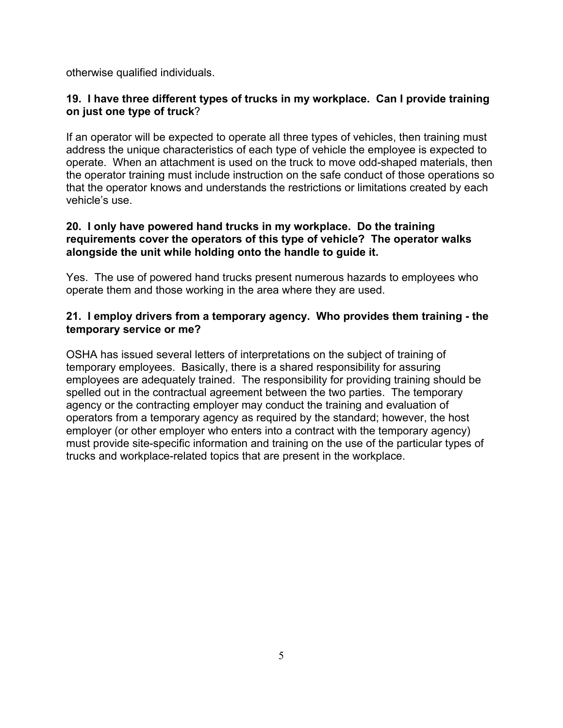otherwise qualified individuals.

**19. I have three different types of trucks in my workplace. Can I provide training on just one type of truck?**

If an operator will be expected to operate all three types of vehicles, then training must address the unique characteristics of each type of vehicle the employee is expected to operate. When an attachment is used on the truck to move odd-shaped materials, then the operator training must include instruction on the safe conduct of those operations so that the operator knows and understands the restrictions or limitations created by each vehicle's use.

**20. I only have powered hand trucks in my workplace. Do the training requirements cover the operators of this type of vehicle? The operator walks alongside the unit while holding onto the handle to guide it.**

Yes. The use of powered hand trucks present numerous hazards to employees who operate them and those working in the area where they are used.

**21. I employ drivers from a temporary agency. Who provides them training - the temporary service or me?**

OSHA has issued several letters of interpretations on the subject of training of temporary employees. Basically, there is a shared responsibility for assuring employees are adequately trained. The responsibility for providing training should be spelled out in the contractual agreement between the two parties. The temporary agency or the contracting employer may conduct the training and evaluation of operators from a temporary agency as required by the standard; however, the host employer (or other employer who enters into a contract with the temporary agency) must provide site-specific information and training on the use of the particular types of trucks and workplace-related topics that are present in the workplace.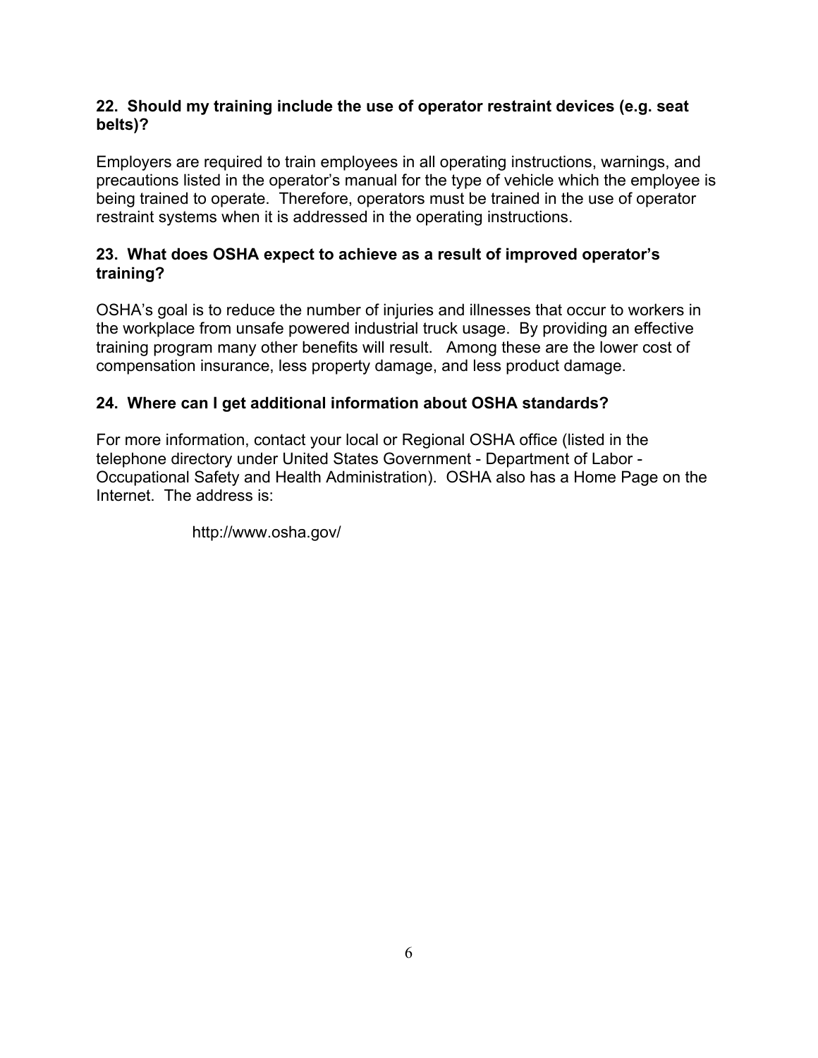**22. Should my training include the use of operator restraint devices (e.g. seat belts)?**

Employers are required to train employees in all operating instructions, warnings, and precautions listed in the operator's manual for the type of vehicle which the employee is being trained to operate. Therefore, operators must be trained in the use of operator restraint systems when it is addressed in the operating instructions.

**23. What does OSHA expect to achieve as a result of improved operator's training?**

OSHA's goal is to reduce the number of injuries and illnesses that occur to workers in the workplace from unsafe powered industrial truck usage. By providing an effective training program many other benefits will result. Among these are the lower cost of compensation insurance, less property damage, and less product damage.

**24. Where can I get additional information about OSHA standards?**

For more information, contact your local or Regional OSHA office (listed in the telephone directory under United States Government - Department of Labor - Occupational Safety and Health Administration). OSHA also has a Home Page on the Internet. The address is:

http://www.osha.gov/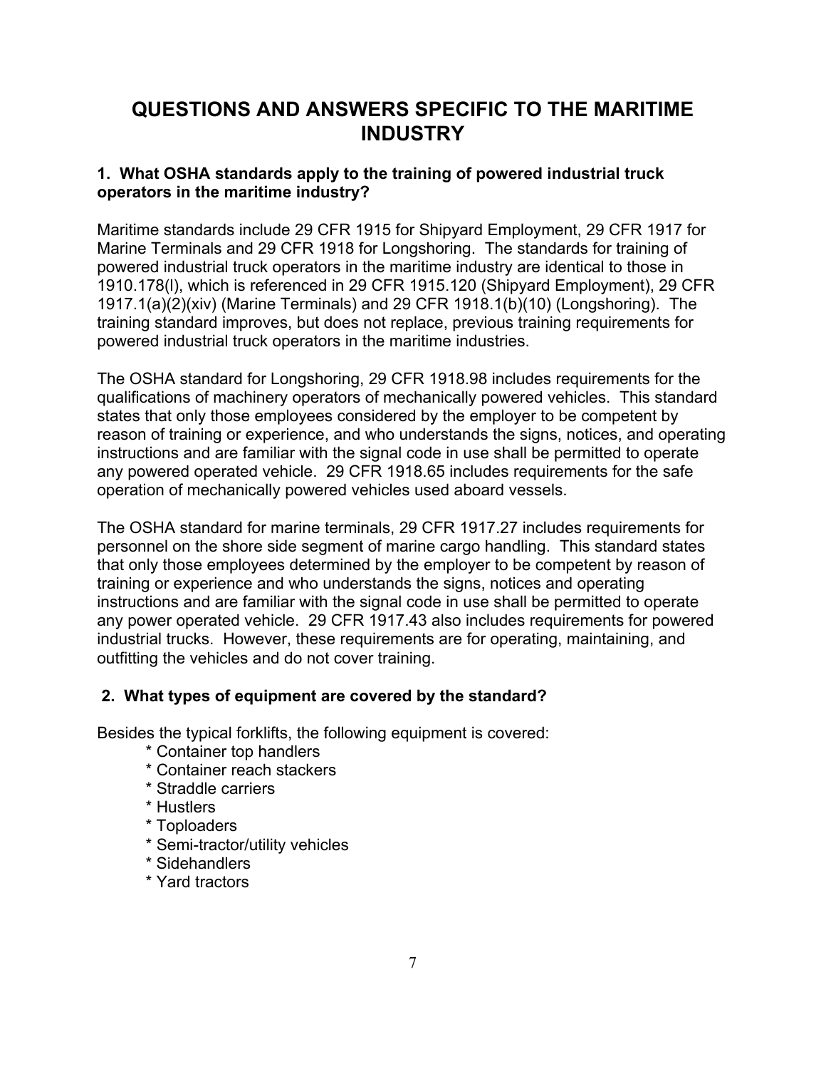# QUESTIONS AND ANSWERS SPECIFIC TO THE MARITIME INDUSTRY

**1. What OSHA standards apply to the training of powered industrial truck operators in the maritime industry?**

Maritime standards include 29 CFR 1915 for Shipyard Employment, 29 CFR 1917 for Marine Terminals and 29 CFR 1918 for Longshoring. The standards for training of powered industrial truck operators in the maritime industry are identical to those in 1910.178(l), which is referenced in 29 CFR 1915.120 (Shipyard Employment), 29 CFR 1917.1(a)(2)(xiv) (Marine Terminals) and 29 CFR 1918.1(b)(10) (Longshoring). The training standard improves, but does not replace, previous training requirements for powered industrial truck operators in the maritime industries.

The OSHA standard for Longshoring, 29 CFR 1918.98 includes requirements for the qualifications of machinery operators of mechanically powered vehicles. This standard states that only those employees considered by the employer to be competent by reason of training or experience, and who understands the signs, notices, and operating instructions and are familiar with the signal code in use shall be permitted to operate any powered operated vehicle. 29 CFR 1918.65 includes requirements for the safe operation of mechanically powered vehicles used aboard vessels.

The OSHA standard for marine terminals, 29 CFR 1917.27 includes requirements for personnel on the shore side segment of marine cargo handling. This standard states that only those employees determined by the employer to be competent by reason of training or experience and who understands the signs, notices and operating instructions and are familiar with the signal code in use shall be permitted to operate any power operated vehicle. 29 CFR 1917.43 also includes requirements for powered industrial trucks. However, these requirements are for operating, maintaining, and outfitting the vehicles and do not cover training.

**2. What types of equipment are covered by the standard?**

Besides the typical forklifts, the following equipment is covered:

* Container top handlers
* Container reach stackers
* Straddle carriers
* Hustlers
* Toploaders
* Semi-tractor/utility vehicles
* Sidehandlers
* Yard tractors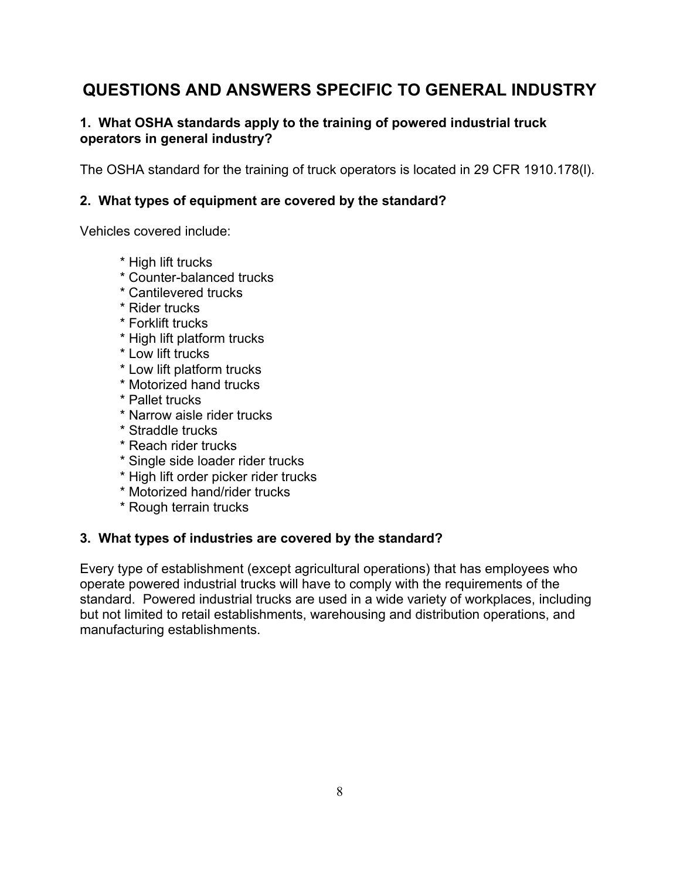# QUESTIONS AND ANSWERS SPECIFIC TO GENERAL INDUSTRY

**1. What OSHA standards apply to the training of powered industrial truck operators in general industry?**

The OSHA standard for the training of truck operators is located in 29 CFR 1910.178(l).

**2. What types of equipment are covered by the standard?**

Vehicles covered include:

- High lift trucks
- Counter-balanced trucks
- Cantilevered trucks
- Rider trucks
- Forklift trucks
- High lift platform trucks
- Low lift trucks
- Low lift platform trucks
- Motorized hand trucks
- Pallet trucks
- Narrow aisle rider trucks
- Straddle trucks
- Reach rider trucks
- Single side loader rider trucks
- High lift order picker rider trucks
- Motorized hand/rider trucks
- Rough terrain trucks

**3. What types of industries are covered by the standard?**

Every type of establishment (except agricultural operations) that has employees who operate powered industrial trucks will have to comply with the requirements of the standard. Powered industrial trucks are used in a wide variety of workplaces, including but not limited to retail establishments, warehousing and distribution operations, and manufacturing establishments.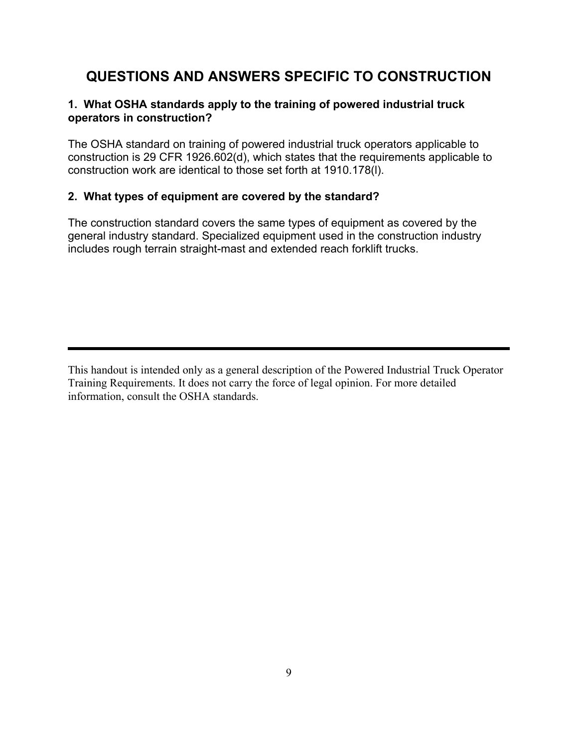## QUESTIONS AND ANSWERS SPECIFIC TO CONSTRUCTION

### 1. What OSHA standards apply to the training of powered industrial truck operators in construction?

The OSHA standard on training of powered industrial truck operators applicable to construction is 29 CFR 1926.602(d), which states that the requirements applicable to construction work are identical to those set forth at 1910.178(l).

### 2. What types of equipment are covered by the standard?

The construction standard covers the same types of equipment as covered by the general industry standard. Specialized equipment used in the construction industry includes rough terrain straight-mast and extended reach forklift trucks.

---

This handout is intended only as a general description of the Powered Industrial Truck Operator Training Requirements. It does not carry the force of legal opinion. For more detailed information, consult the OSHA standards.